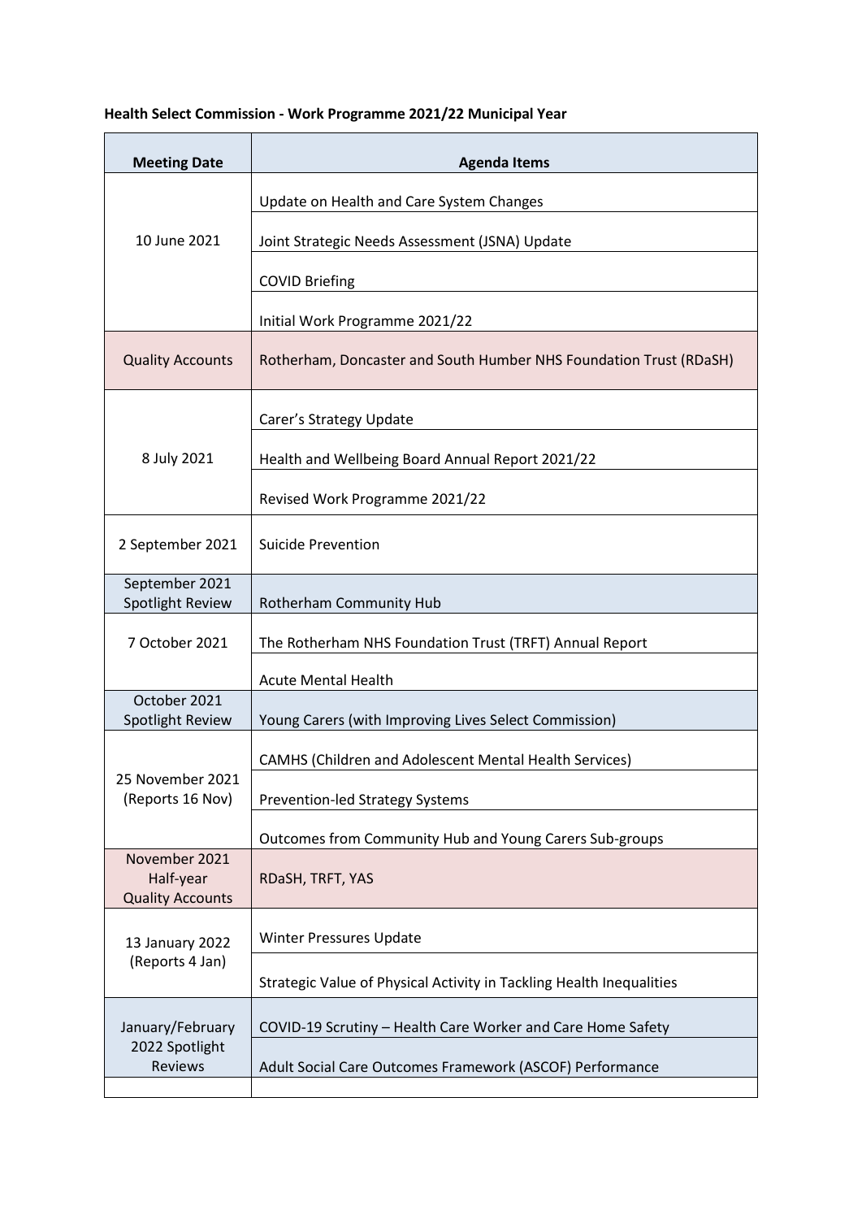**Health Select Commission - Work Programme 2021/22 Municipal Year**

| Meeting Date | Agenda Items |
|---|---|
| 10 June 2021 | Update on Health and Care System Changes |
| | Joint Strategic Needs Assessment (JSNA) Update |
| | COVID Briefing |
| | Initial Work Programme 2021/22 |
| Quality Accounts | Rotherham, Doncaster and South Humber NHS Foundation Trust (RDaSH) |
| 8 July 2021 | Carer's Strategy Update |
| | Health and Wellbeing Board Annual Report 2021/22 |
| | Revised Work Programme 2021/22 |
| 2 September 2021 | Suicide Prevention |
| September 2021 Spotlight Review | Rotherham Community Hub |
| 7 October 2021 | The Rotherham NHS Foundation Trust (TRFT) Annual Report |
| | Acute Mental Health |
| October 2021 Spotlight Review | Young Carers (with Improving Lives Select Commission) |
| 25 November 2021 (Reports 16 Nov) | CAMHS (Children and Adolescent Mental Health Services) |
| | Prevention-led Strategy Systems |
| | Outcomes from Community Hub and Young Carers Sub-groups |
| November 2021 Half-year Quality Accounts | RDaSH, TRFT, YAS |
| 13 January 2022 (Reports 4 Jan) | Winter Pressures Update |
| | Strategic Value of Physical Activity in Tackling Health Inequalities |
| January/February 2022 Spotlight Reviews | COVID-19 Scrutiny – Health Care Worker and Care Home Safety |
| | Adult Social Care Outcomes Framework (ASCOF) Performance |
| | |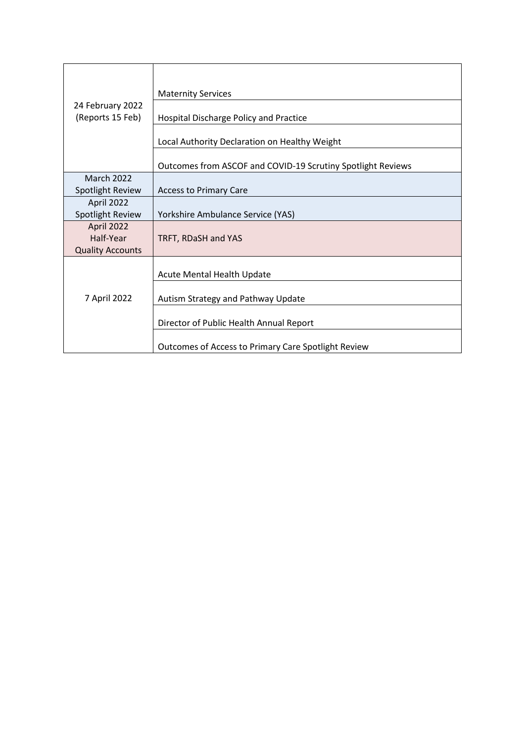| | |
|---|---|
| 24 February 2022 (Reports 15 Feb) | Maternity Services |
| | Hospital Discharge Policy and Practice |
| | Local Authority Declaration on Healthy Weight |
| | Outcomes from ASCOF and COVID-19 Scrutiny Spotlight Reviews |
| March 2022 Spotlight Review | Access to Primary Care |
| April 2022 Spotlight Review | Yorkshire Ambulance Service (YAS) |
| April 2022 Half-Year Quality Accounts | TRFT, RDaSH and YAS |
| 7 April 2022 | Acute Mental Health Update |
| | Autism Strategy and Pathway Update |
| | Director of Public Health Annual Report |
| | Outcomes of Access to Primary Care Spotlight Review |